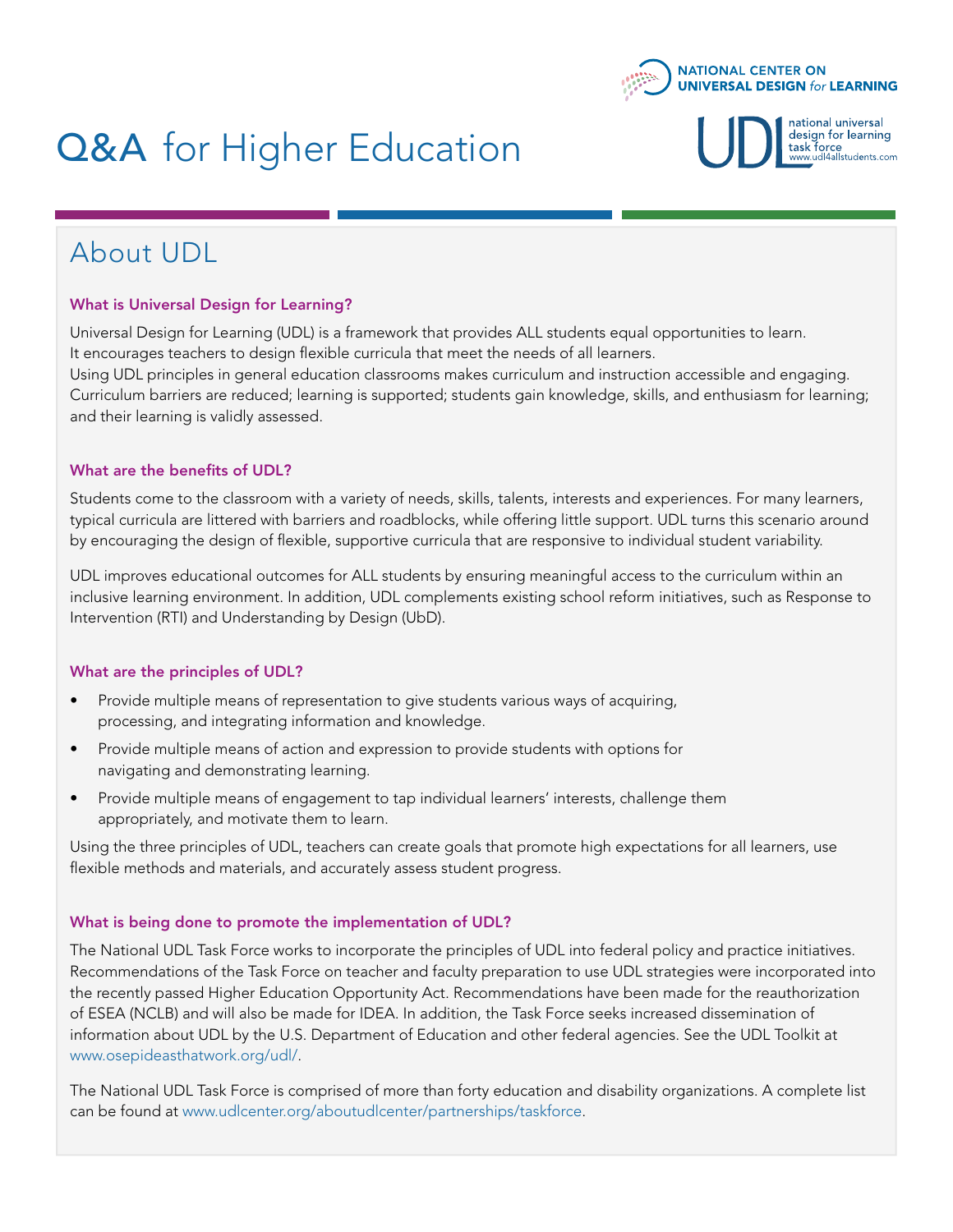NATIONAL CENTER ON UNIVERSAL DESIGN *for* LEARNING

UDL national universal design for learning task force www.udl4allstudents.com

# Q&A for Higher Education

## About UDL

### What is Universal Design for Learning?

Universal Design for Learning (UDL) is a framework that provides ALL students equal opportunities to learn. It encourages teachers to design flexible curricula that meet the needs of all learners. Using UDL principles in general education classrooms makes curriculum and instruction accessible and engaging. Curriculum barriers are reduced; learning is supported; students gain knowledge, skills, and enthusiasm for learning; and their learning is validly assessed.

### What are the benefits of UDL?

Students come to the classroom with a variety of needs, skills, talents, interests and experiences. For many learners, typical curricula are littered with barriers and roadblocks, while offering little support. UDL turns this scenario around by encouraging the design of flexible, supportive curricula that are responsive to individual student variability.

UDL improves educational outcomes for ALL students by ensuring meaningful access to the curriculum within an inclusive learning environment. In addition, UDL complements existing school reform initiatives, such as Response to Intervention (RTI) and Understanding by Design (UbD).

### What are the principles of UDL?

- Provide multiple means of representation to give students various ways of acquiring, processing, and integrating information and knowledge.
- Provide multiple means of action and expression to provide students with options for navigating and demonstrating learning.
- Provide multiple means of engagement to tap individual learners' interests, challenge them appropriately, and motivate them to learn.

Using the three principles of UDL, teachers can create goals that promote high expectations for all learners, use flexible methods and materials, and accurately assess student progress.

### What is being done to promote the implementation of UDL?

The National UDL Task Force works to incorporate the principles of UDL into federal policy and practice initiatives. Recommendations of the Task Force on teacher and faculty preparation to use UDL strategies were incorporated into the recently passed Higher Education Opportunity Act. Recommendations have been made for the reauthorization of ESEA (NCLB) and will also be made for IDEA. In addition, the Task Force seeks increased dissemination of information about UDL by the U.S. Department of Education and other federal agencies. See the UDL Toolkit at www.osepideasthatwork.org/udl/.

The National UDL Task Force is comprised of more than forty education and disability organizations. A complete list can be found at www.udlcenter.org/aboutudlcenter/partnerships/taskforce.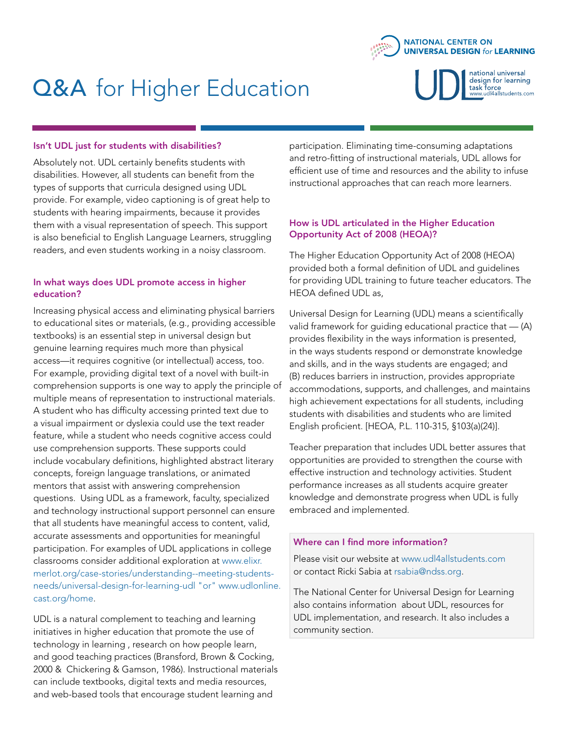# Q&A for Higher Education

NATIONAL CENTER ON UNIVERSAL DESIGN for LEARNING

national universal design for learning task force
www.udl4allstudents.com

### Isn't UDL just for students with disabilities?

Absolutely not. UDL certainly benefits students with disabilities. However, all students can benefit from the types of supports that curricula designed using UDL provide. For example, video captioning is of great help to students with hearing impairments, because it provides them with a visual representation of speech. This support is also beneficial to English Language Learners, struggling readers, and even students working in a noisy classroom.

### In what ways does UDL promote access in higher education?

Increasing physical access and eliminating physical barriers to educational sites or materials, (e.g., providing accessible textbooks) is an essential step in universal design but genuine learning requires much more than physical access—it requires cognitive (or intellectual) access, too. For example, providing digital text of a novel with built-in comprehension supports is one way to apply the principle of multiple means of representation to instructional materials. A student who has difficulty accessing printed text due to a visual impairment or dyslexia could use the text reader feature, while a student who needs cognitive access could use comprehension supports. These supports could include vocabulary definitions, highlighted abstract literary concepts, foreign language translations, or animated mentors that assist with answering comprehension questions. Using UDL as a framework, faculty, specialized and technology instructional support personnel can ensure that all students have meaningful access to content, valid, accurate assessments and opportunities for meaningful participation. For examples of UDL applications in college classrooms consider additional exploration at www.elixr.merlot.org/case-stories/understanding--meeting-students-needs/universal-design-for-learning-udl "or" www.udlonline.cast.org/home.

UDL is a natural complement to teaching and learning initiatives in higher education that promote the use of technology in learning , research on how people learn, and good teaching practices (Bransford, Brown & Cocking, 2000 & Chickering & Gamson, 1986). Instructional materials can include textbooks, digital texts and media resources, and web-based tools that encourage student learning and participation. Eliminating time-consuming adaptations and retro-fitting of instructional materials, UDL allows for efficient use of time and resources and the ability to infuse instructional approaches that can reach more learners.

### How is UDL articulated in the Higher Education Opportunity Act of 2008 (HEOA)?

The Higher Education Opportunity Act of 2008 (HEOA) provided both a formal definition of UDL and guidelines for providing UDL training to future teacher educators. The HEOA defined UDL as,

Universal Design for Learning (UDL) means a scientifically valid framework for guiding educational practice that — (A) provides flexibility in the ways information is presented, in the ways students respond or demonstrate knowledge and skills, and in the ways students are engaged; and (B) reduces barriers in instruction, provides appropriate accommodations, supports, and challenges, and maintains high achievement expectations for all students, including students with disabilities and students who are limited English proficient. [HEOA, P.L. 110-315, §103(a)(24)].

Teacher preparation that includes UDL better assures that opportunities are provided to strengthen the course with effective instruction and technology activities. Student performance increases as all students acquire greater knowledge and demonstrate progress when UDL is fully embraced and implemented.

### Where can I find more information?

Please visit our website at www.udl4allstudents.com or contact Ricki Sabia at rsabia@ndss.org.

The National Center for Universal Design for Learning also contains information about UDL, resources for UDL implementation, and research. It also includes a community section.